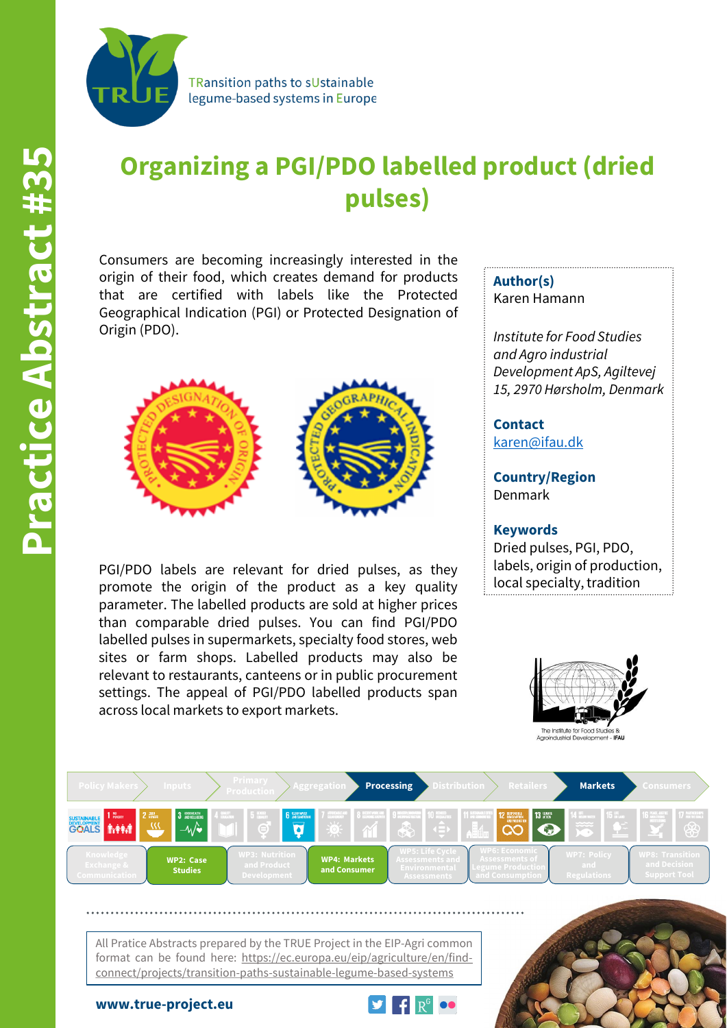Practice Abstract #35

TRansition paths to sUstainable legume-based systems in Europe

# Organizing a PGI/PDO labelled product (dried pulses)

Consumers are becoming increasingly interested in the origin of their food, which creates demand for products that are certified with labels like the Protected Geographical Indication (PGI) or Protected Designation of Origin (PDO).

PGI/PDO labels are relevant for dried pulses, as they promote the origin of the product as a key quality parameter. The labelled products are sold at higher prices than comparable dried pulses. You can find PGI/PDO labelled pulses in supermarkets, specialty food stores, web sites or farm shops. Labelled products may also be relevant to restaurants, canteens or in public procurement settings. The appeal of PGI/PDO labelled products span across local markets to export markets.

**Author(s)**
Karen Hamann

*Institute for Food Studies and Agro industrial Development ApS, Agiltevej 15, 2970 Hørsholm, Denmark*

**Contact**
karen@ifau.dk

**Country/Region**
Denmark

**Keywords**
Dried pulses, PGI, PDO, labels, origin of production, local specialty, tradition

Policy Makers | Inputs | Primary Production | Aggregation | **Processing** | Distribution | Retailers | **Markets** | Consumers

Knowledge Exchange & Communication | **WP2: Case Studies** | WP3: Nutrition and Product Development | **WP4: Markets and Consumer** | WP5: Life Cycle Assessments and Environmental Assessments | WP6: Economic Assessments of Legume Production and Consumption | WP7: Policy and Regulations | WP8: Transition and Decision Support Tool

All Pratice Abstracts prepared by the TRUE Project in the EIP-Agri common format can be found here: https://ec.europa.eu/eip/agriculture/en/find-connect/projects/transition-paths-sustainable-legume-based-systems

**www.true-project.eu**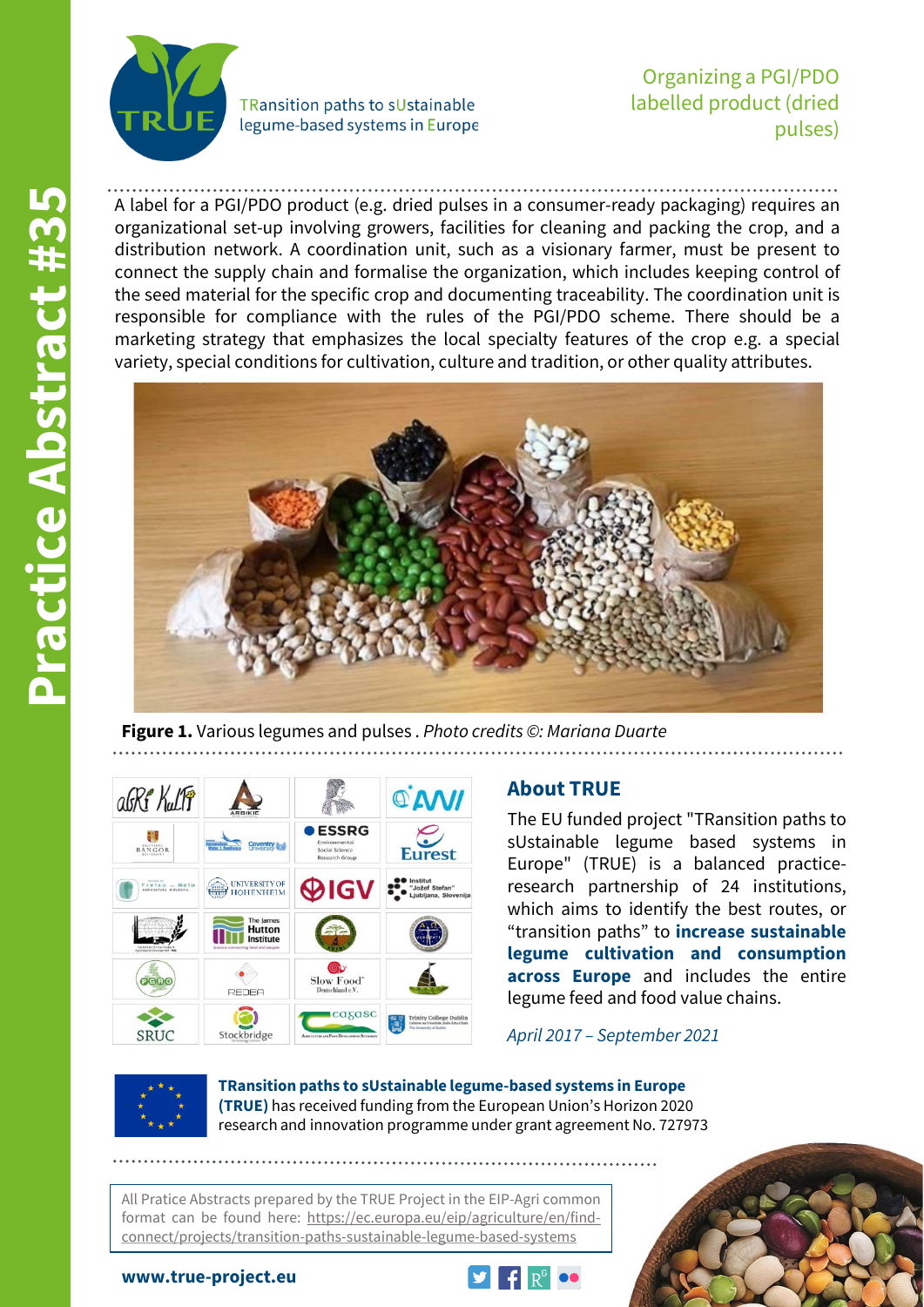# Practice Abstract #35

TRansition paths to sUstainable legume-based systems in Europe

## Organizing a PGI/PDO labelled product (dried pulses)

A label for a PGI/PDO product (e.g. dried pulses in a consumer-ready packaging) requires an organizational set-up involving growers, facilities for cleaning and packing the crop, and a distribution network. A coordination unit, such as a visionary farmer, must be present to connect the supply chain and formalise the organization, which includes keeping control of the seed material for the specific crop and documenting traceability. The coordination unit is responsible for compliance with the rules of the PGI/PDO scheme. There should be a marketing strategy that emphasizes the local specialty features of the crop e.g. a special variety, special conditions for cultivation, culture and tradition, or other quality attributes.

**Figure 1.** Various legumes and pulses . *Photo credits ©: Mariana Duarte*

### About TRUE

The EU funded project "TRansition paths to sUstainable legume based systems in Europe" (TRUE) is a balanced practice-research partnership of 24 institutions, which aims to identify the best routes, or "transition paths" to **increase sustainable legume cultivation and consumption across Europe** and includes the entire legume feed and food value chains.

*April 2017 – September 2021*

**TRansition paths to sUstainable legume-based systems in Europe (TRUE)** has received funding from the European Union's Horizon 2020 research and innovation programme under grant agreement No. 727973

All Pratice Abstracts prepared by the TRUE Project in the EIP-Agri common format can be found here: https://ec.europa.eu/eip/agriculture/en/find-connect/projects/transition-paths-sustainable-legume-based-systems

**www.true-project.eu**